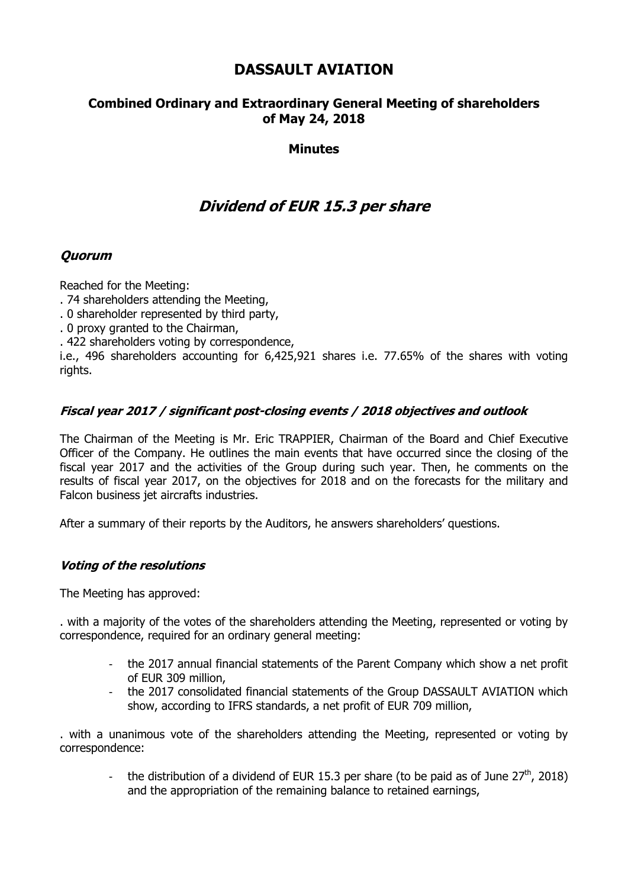# DASSAULT AVIATION

## Combined Ordinary and Extraordinary General Meeting of shareholders of May 24, 2018

### Minutes

## *Dividend of EUR 15.3 per share*

### *Quorum*

Reached for the Meeting:

. 74 shareholders attending the Meeting,

. 0 shareholder represented by third party,

. 0 proxy granted to the Chairman,

. 422 shareholders voting by correspondence,

i.e., 496 shareholders accounting for 6,425,921 shares i.e. 77.65% of the shares with voting rights.

### *Fiscal year 2017 / significant post-closing events / 2018 objectives and outlook*

The Chairman of the Meeting is Mr. Eric TRAPPIER, Chairman of the Board and Chief Executive Officer of the Company. He outlines the main events that have occurred since the closing of the fiscal year 2017 and the activities of the Group during such year. Then, he comments on the results of fiscal year 2017, on the objectives for 2018 and on the forecasts for the military and Falcon business jet aircrafts industries.

After a summary of their reports by the Auditors, he answers shareholders' questions.

### *Voting of the resolutions*

The Meeting has approved:

. with a majority of the votes of the shareholders attending the Meeting, represented or voting by correspondence, required for an ordinary general meeting:

- the 2017 annual financial statements of the Parent Company which show a net profit of EUR 309 million,
- the 2017 consolidated financial statements of the Group DASSAULT AVIATION which show, according to IFRS standards, a net profit of EUR 709 million,

. with a unanimous vote of the shareholders attending the Meeting, represented or voting by correspondence:

- the distribution of a dividend of EUR 15.3 per share (to be paid as of June 27th, 2018) and the appropriation of the remaining balance to retained earnings,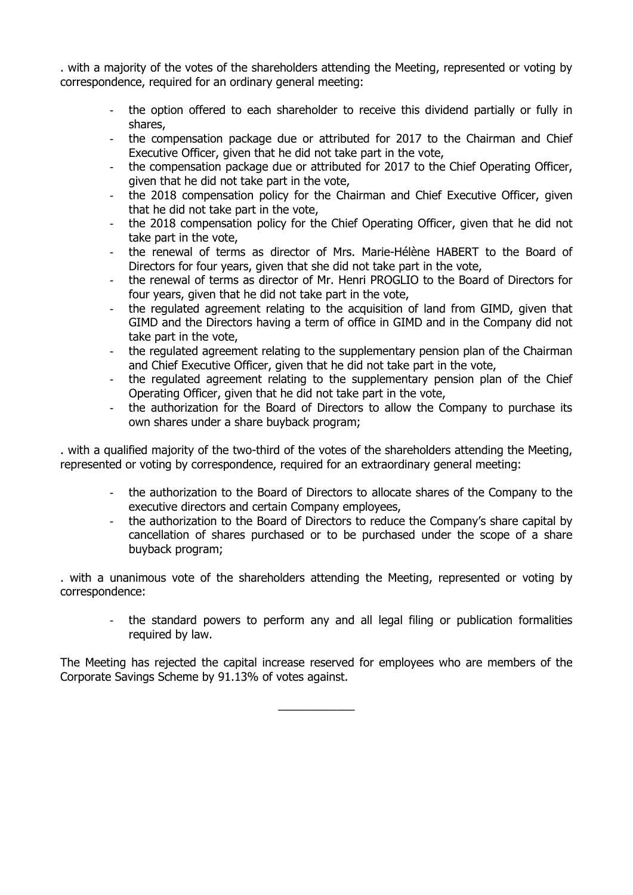. with a majority of the votes of the shareholders attending the Meeting, represented or voting by correspondence, required for an ordinary general meeting:

- the option offered to each shareholder to receive this dividend partially or fully in shares,
- the compensation package due or attributed for 2017 to the Chairman and Chief Executive Officer, given that he did not take part in the vote,
- the compensation package due or attributed for 2017 to the Chief Operating Officer, given that he did not take part in the vote,
- the 2018 compensation policy for the Chairman and Chief Executive Officer, given that he did not take part in the vote,
- the 2018 compensation policy for the Chief Operating Officer, given that he did not take part in the vote,
- the renewal of terms as director of Mrs. Marie-Hélène HABERT to the Board of Directors for four years, given that she did not take part in the vote,
- the renewal of terms as director of Mr. Henri PROGLIO to the Board of Directors for four years, given that he did not take part in the vote,
- the regulated agreement relating to the acquisition of land from GIMD, given that GIMD and the Directors having a term of office in GIMD and in the Company did not take part in the vote,
- the regulated agreement relating to the supplementary pension plan of the Chairman and Chief Executive Officer, given that he did not take part in the vote,
- the regulated agreement relating to the supplementary pension plan of the Chief Operating Officer, given that he did not take part in the vote,
- the authorization for the Board of Directors to allow the Company to purchase its own shares under a share buyback program;

. with a qualified majority of the two-third of the votes of the shareholders attending the Meeting, represented or voting by correspondence, required for an extraordinary general meeting:

- the authorization to the Board of Directors to allocate shares of the Company to the executive directors and certain Company employees,
- the authorization to the Board of Directors to reduce the Company's share capital by cancellation of shares purchased or to be purchased under the scope of a share buyback program;

. with a unanimous vote of the shareholders attending the Meeting, represented or voting by correspondence:

- the standard powers to perform any and all legal filing or publication formalities required by law.

The Meeting has rejected the capital increase reserved for employees who are members of the Corporate Savings Scheme by 91.13% of votes against.

___________